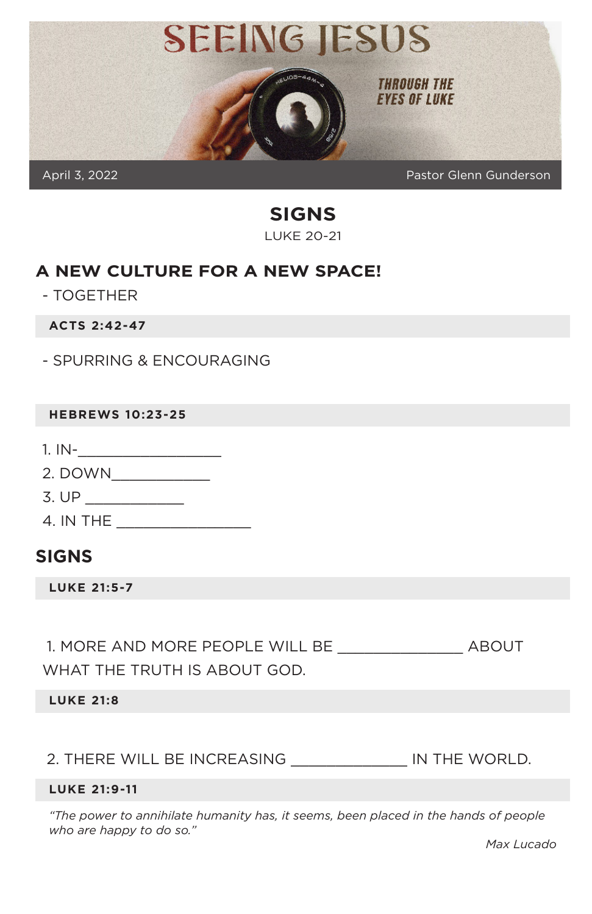# SEEING JESUS

THROUGH THE EYES OF LUKE

April 3, 2022 Pastor Glenn Gunderson

## SIGNS

LUKE 20-21

## A NEW CULTURE FOR A NEW SPACE!

- TOGETHER

**ACTS 2:42-47**

- SPURRING & ENCOURAGING

**HEBREWS 10:23-25**

1. IN-__________________
2. DOWN____________
3. UP ____________
4. IN THE ________________

## SIGNS

**LUKE 21:5-7**

1. MORE AND MORE PEOPLE WILL BE _______________ ABOUT WHAT THE TRUTH IS ABOUT GOD.

**LUKE 21:8**

2. THERE WILL BE INCREASING ______________ IN THE WORLD.

**LUKE 21:9-11**

*"The power to annihilate humanity has, it seems, been placed in the hands of people who are happy to do so."*

Max Lucado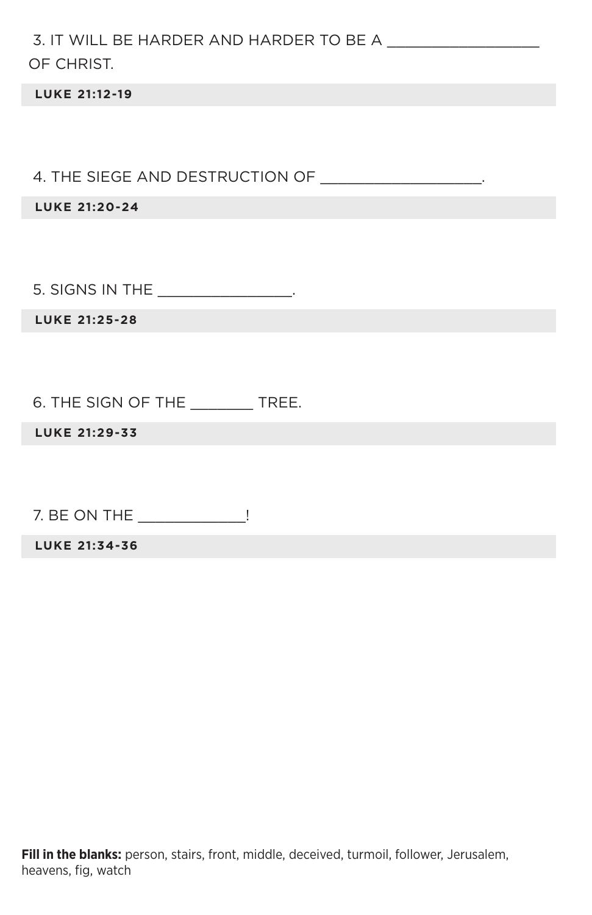3. IT WILL BE HARDER AND HARDER TO BE A __________________ OF CHRIST.

**LUKE 21:12-19**

4. THE SIEGE AND DESTRUCTION OF ___________________.

**LUKE 21:20-24**

5. SIGNS IN THE ________________.

**LUKE 21:25-28**

6. THE SIGN OF THE ________ TREE.

**LUKE 21:29-33**

7. BE ON THE _____________!

**LUKE 21:34-36**

**Fill in the blanks:** person, stairs, front, middle, deceived, turmoil, follower, Jerusalem, heavens, fig, watch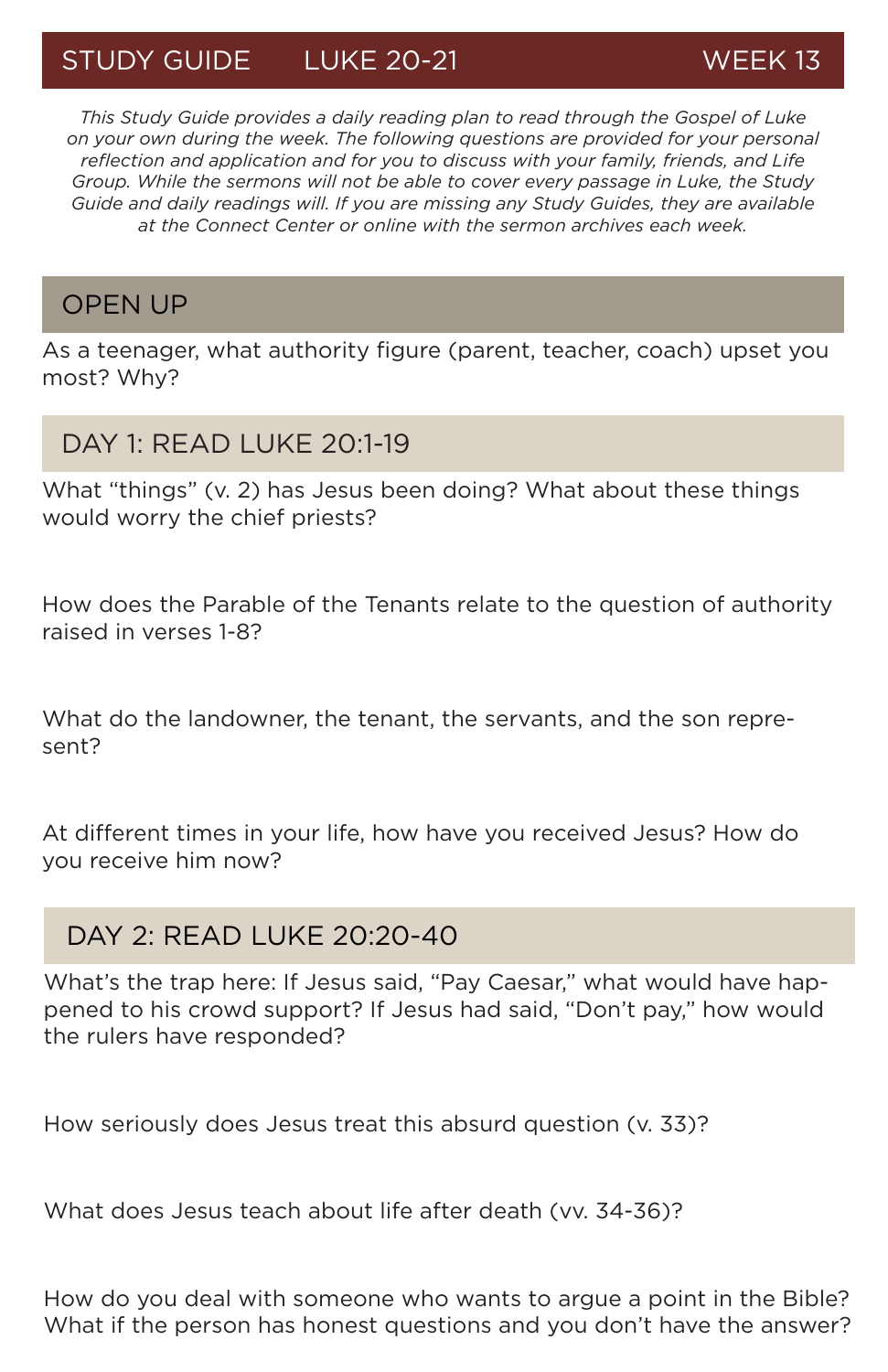## STUDY GUIDE LUKE 20-21 WEEK 13

*This Study Guide provides a daily reading plan to read through the Gospel of Luke on your own during the week. The following questions are provided for your personal reflection and application and for you to discuss with your family, friends, and Life Group. While the sermons will not be able to cover every passage in Luke, the Study Guide and daily readings will. If you are missing any Study Guides, they are available at the Connect Center or online with the sermon archives each week.*

## OPEN UP

As a teenager, what authority figure (parent, teacher, coach) upset you most? Why?

## DAY 1: READ LUKE 20:1-19

What "things" (v. 2) has Jesus been doing? What about these things would worry the chief priests?

How does the Parable of the Tenants relate to the question of authority raised in verses 1-8?

What do the landowner, the tenant, the servants, and the son represent?

At different times in your life, how have you received Jesus? How do you receive him now?

## DAY 2: READ LUKE 20:20-40

What's the trap here: If Jesus said, "Pay Caesar," what would have happened to his crowd support? If Jesus had said, "Don't pay," how would the rulers have responded?

How seriously does Jesus treat this absurd question (v. 33)?

What does Jesus teach about life after death (vv. 34-36)?

How do you deal with someone who wants to argue a point in the Bible? What if the person has honest questions and you don't have the answer?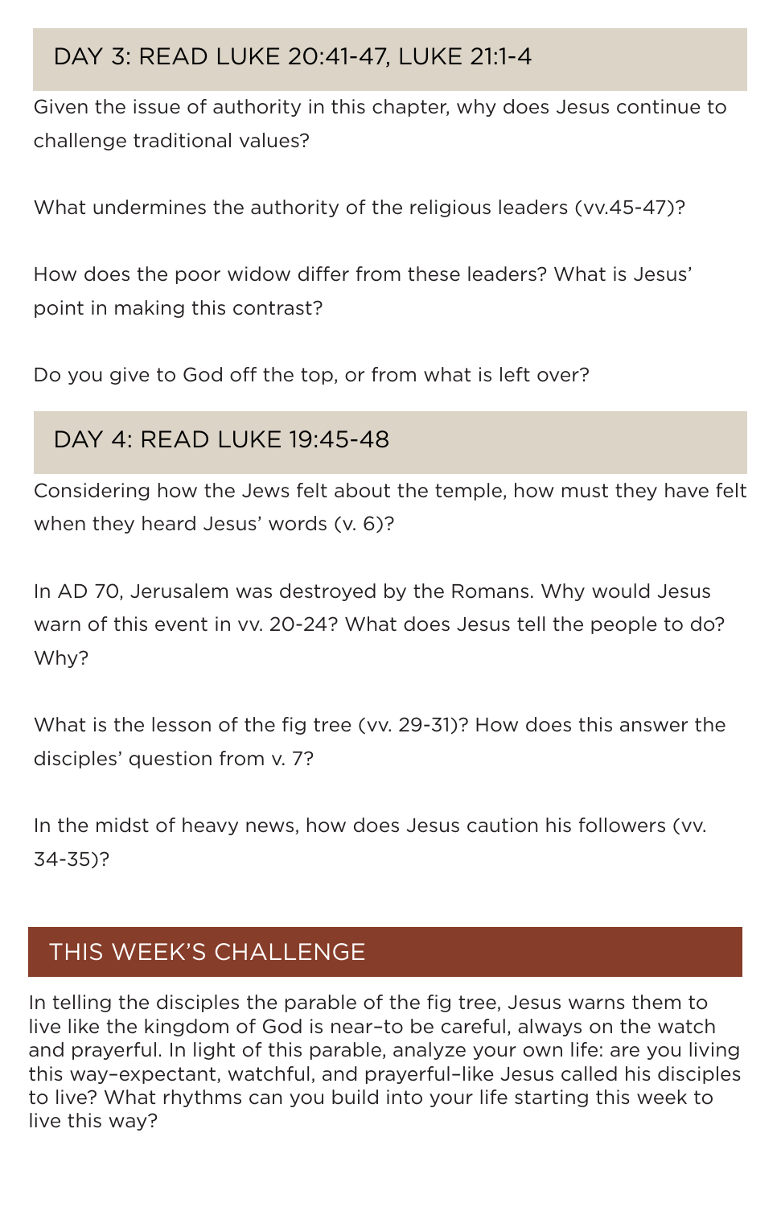## DAY 3: READ LUKE 20:41-47, LUKE 21:1-4

Given the issue of authority in this chapter, why does Jesus continue to challenge traditional values?

What undermines the authority of the religious leaders (vv.45-47)?

How does the poor widow differ from these leaders? What is Jesus' point in making this contrast?

Do you give to God off the top, or from what is left over?

## DAY 4: READ LUKE 19:45-48

Considering how the Jews felt about the temple, how must they have felt when they heard Jesus' words (v. 6)?

In AD 70, Jerusalem was destroyed by the Romans. Why would Jesus warn of this event in vv. 20-24? What does Jesus tell the people to do? Why?

What is the lesson of the fig tree (vv. 29-31)? How does this answer the disciples' question from v. 7?

In the midst of heavy news, how does Jesus caution his followers (vv. 34-35)?

## THIS WEEK'S CHALLENGE

In telling the disciples the parable of the fig tree, Jesus warns them to live like the kingdom of God is near–to be careful, always on the watch and prayerful. In light of this parable, analyze your own life: are you living this way–expectant, watchful, and prayerful–like Jesus called his disciples to live? What rhythms can you build into your life starting this week to live this way?